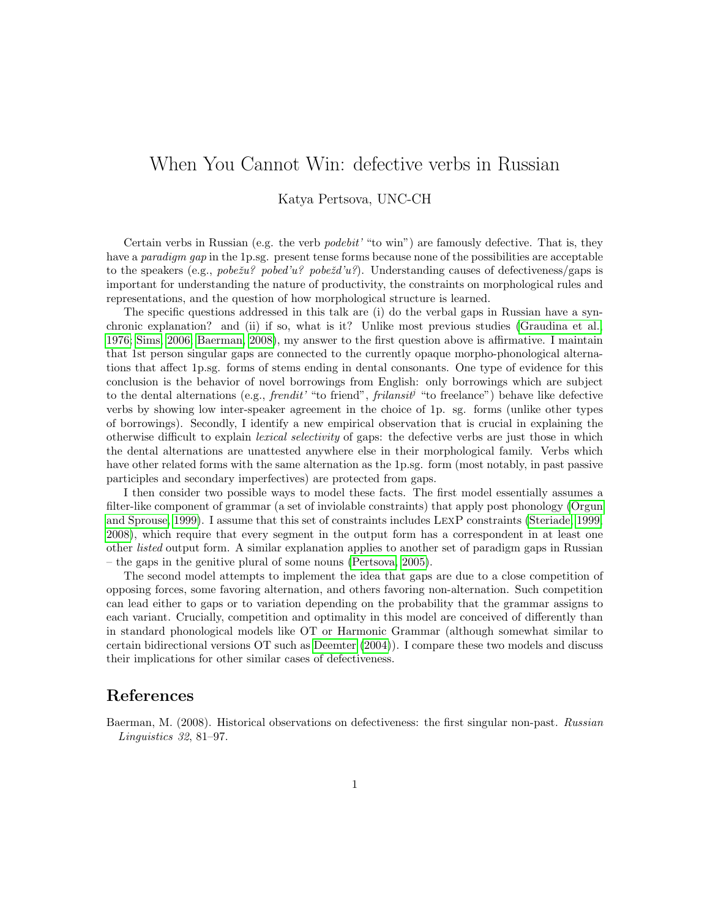# When You Cannot Win: defective verbs in Russian

Katya Pertsova, UNC-CH

Certain verbs in Russian (e.g. the verb *podebit'* "to win") are famously defective. That is, they have a *paradigm gap* in the 1p.sg. present tense forms because none of the possibilities are acceptable to the speakers (e.g., *pobežu? pobed'u? pobežd'u?*). Understanding causes of defectiveness/gaps is important for understanding the nature of productivity, the constraints on morphological rules and representations, and the question of how morphological structure is learned.

The specific questions addressed in this talk are (i) do the verbal gaps in Russian have a synchronic explanation? and (ii) if so, what is it? Unlike most previous studies (Graudina et al., 1976; Sims, 2006; Baerman, 2008), my answer to the first question above is affirmative. I maintain that 1st person singular gaps are connected to the currently opaque morpho-phonological alternations that affect 1p.sg. forms of stems ending in dental consonants. One type of evidence for this conclusion is the behavior of novel borrowings from English: only borrowings which are subject to the dental alternations (e.g., *frendit'* "to friend", *frilansit'* "to freelance") behave like defective verbs by showing low inter-speaker agreement in the choice of 1p. sg. forms (unlike other types of borrowings). Secondly, I identify a new empirical observation that is crucial in explaining the otherwise difficult to explain *lexical selectivity* of gaps: the defective verbs are just those in which the dental alternations are unattested anywhere else in their morphological family. Verbs which have other related forms with the same alternation as the 1p.sg. form (most notably, in past passive participles and secondary imperfectives) are protected from gaps.

I then consider two possible ways to model these facts. The first model essentially assumes a filter-like component of grammar (a set of inviolable constraints) that apply post phonology (Orgun and Sprouse, 1999). I assume that this set of constraints includes LEXP constraints (Steriade, 1999, 2008), which require that every segment in the output form has a correspondent in at least one other *listed* output form. A similar explanation applies to another set of paradigm gaps in Russian – the gaps in the genitive plural of some nouns (Pertsova, 2005).

The second model attempts to implement the idea that gaps are due to a close competition of opposing forces, some favoring alternation, and others favoring non-alternation. Such competition can lead either to gaps or to variation depending on the probability that the grammar assigns to each variant. Crucially, competition and optimality in this model are conceived of differently than in standard phonological models like OT or Harmonic Grammar (although somewhat similar to certain bidirectional versions OT such as Deemter (2004)). I compare these two models and discuss their implications for other similar cases of defectiveness.

## References

Baerman, M. (2008). Historical observations on defectiveness: the first singular non-past. *Russian Linguistics 32*, 81–97.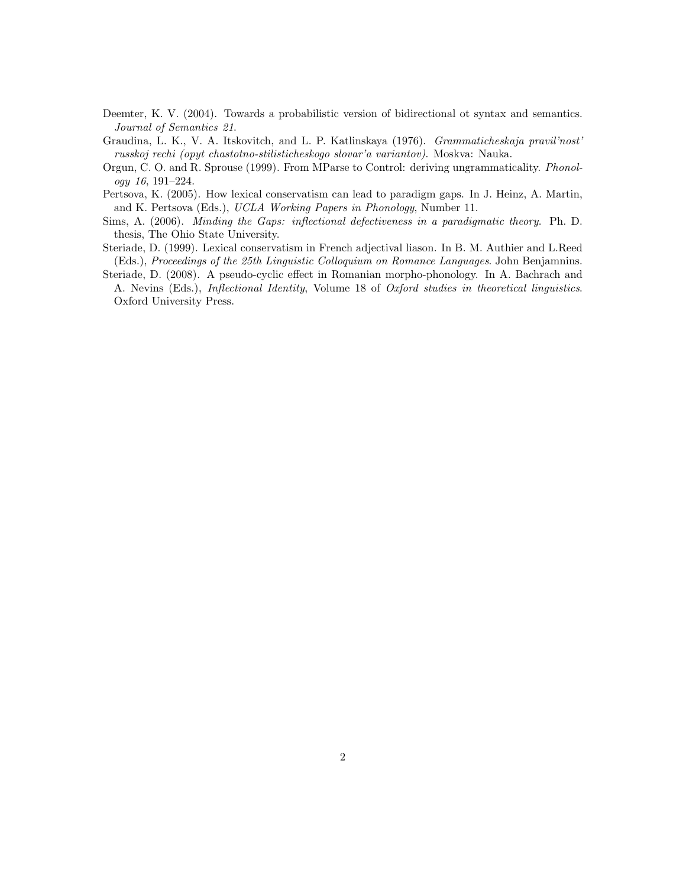Deemter, K. V. (2004). Towards a probabilistic version of bidirectional ot syntax and semantics. *Journal of Semantics 21*.

Graudina, L. K., V. A. Itskovitch, and L. P. Katlinskaya (1976). *Grammaticheskaja pravil'nost' russkoj rechi (opyt chastotno-stilisticheskogo slovar'a variantov)*. Moskva: Nauka.

Orgun, C. O. and R. Sprouse (1999). From MParse to Control: deriving ungrammaticality. *Phonology 16*, 191–224.

Pertsova, K. (2005). How lexical conservatism can lead to paradigm gaps. In J. Heinz, A. Martin, and K. Pertsova (Eds.), *UCLA Working Papers in Phonology*, Number 11.

Sims, A. (2006). *Minding the Gaps: inflectional defectiveness in a paradigmatic theory*. Ph. D. thesis, The Ohio State University.

Steriade, D. (1999). Lexical conservatism in French adjectival liason. In B. M. Authier and L.Reed (Eds.), *Proceedings of the 25th Linguistic Colloquium on Romance Languages*. John Benjamnins.

Steriade, D. (2008). A pseudo-cyclic effect in Romanian morpho-phonology. In A. Bachrach and A. Nevins (Eds.), *Inflectional Identity*, Volume 18 of *Oxford studies in theoretical linguistics*. Oxford University Press.